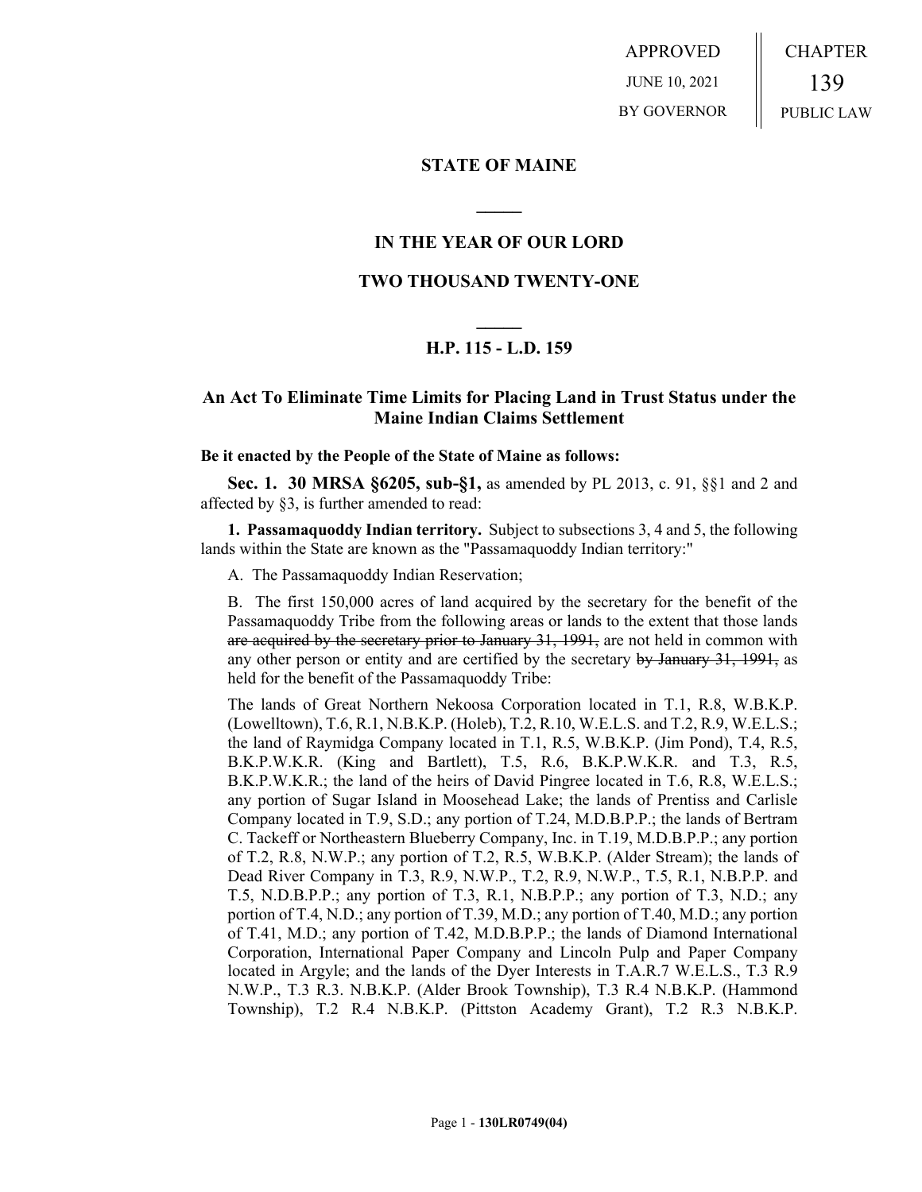APPROVED

JUNE 10, 2021

BY GOVERNOR

CHAPTER

139

PUBLIC LAW

# STATE OF MAINE

## IN THE YEAR OF OUR LORD

## TWO THOUSAND TWENTY-ONE

## H.P. 115 - L.D. 159

## An Act To Eliminate Time Limits for Placing Land in Trust Status under the Maine Indian Claims Settlement

**Be it enacted by the People of the State of Maine as follows:**

**Sec. 1. 30 MRSA §6205, sub-§1,** as amended by PL 2013, c. 91, §§1 and 2 and affected by §3, is further amended to read:

**1. Passamaquoddy Indian territory.** Subject to subsections 3, 4 and 5, the following lands within the State are known as the "Passamaquoddy Indian territory:"

A. The Passamaquoddy Indian Reservation;

B. The first 150,000 acres of land acquired by the secretary for the benefit of the Passamaquoddy Tribe from the following areas or lands to the extent that those lands ~~are acquired by the secretary prior to January 31, 1991,~~ are not held in common with any other person or entity and are certified by the secretary ~~by January 31, 1991,~~ as held for the benefit of the Passamaquoddy Tribe:

The lands of Great Northern Nekoosa Corporation located in T.1, R.8, W.B.K.P. (Lowelltown), T.6, R.1, N.B.K.P. (Holeb), T.2, R.10, W.E.L.S. and T.2, R.9, W.E.L.S.; the land of Raymidga Company located in T.1, R.5, W.B.K.P. (Jim Pond), T.4, R.5, B.K.P.W.K.R. (King and Bartlett), T.5, R.6, B.K.P.W.K.R. and T.3, R.5, B.K.P.W.K.R.; the land of the heirs of David Pingree located in T.6, R.8, W.E.L.S.; any portion of Sugar Island in Moosehead Lake; the lands of Prentiss and Carlisle Company located in T.9, S.D.; any portion of T.24, M.D.B.P.P.; the lands of Bertram C. Tackeff or Northeastern Blueberry Company, Inc. in T.19, M.D.B.P.P.; any portion of T.2, R.8, N.W.P.; any portion of T.2, R.5, W.B.K.P. (Alder Stream); the lands of Dead River Company in T.3, R.9, N.W.P., T.2, R.9, N.W.P., T.5, R.1, N.B.P.P. and T.5, N.D.B.P.P.; any portion of T.3, R.1, N.B.P.P.; any portion of T.3, N.D.; any portion of T.4, N.D.; any portion of T.39, M.D.; any portion of T.40, M.D.; any portion of T.41, M.D.; any portion of T.42, M.D.B.P.P.; the lands of Diamond International Corporation, International Paper Company and Lincoln Pulp and Paper Company located in Argyle; and the lands of the Dyer Interests in T.A.R.7 W.E.L.S., T.3 R.9 N.W.P., T.3 R.3. N.B.K.P. (Alder Brook Township), T.3 R.4 N.B.K.P. (Hammond Township), T.2 R.4 N.B.K.P. (Pittston Academy Grant), T.2 R.3 N.B.K.P.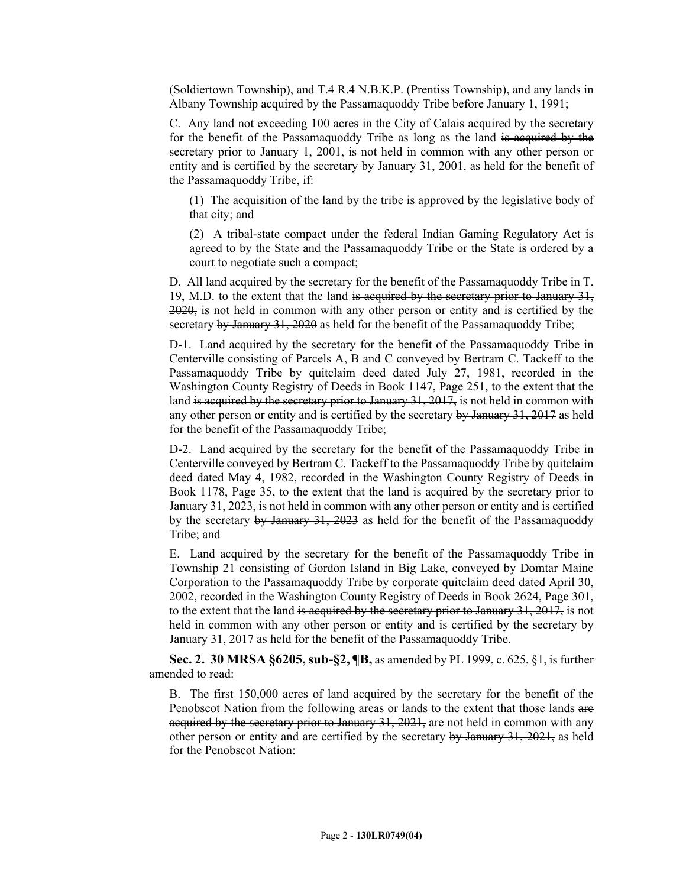(Soldiertown Township), and T.4 R.4 N.B.K.P. (Prentiss Township), and any lands in Albany Township acquired by the Passamaquoddy Tribe ~~before January 1, 1991~~;

C. Any land not exceeding 100 acres in the City of Calais acquired by the secretary for the benefit of the Passamaquoddy Tribe as long as the land ~~is acquired by the secretary prior to January 1, 2001,~~ is not held in common with any other person or entity and is certified by the secretary ~~by January 31, 2001,~~ as held for the benefit of the Passamaquoddy Tribe, if:

(1) The acquisition of the land by the tribe is approved by the legislative body of that city; and

(2) A tribal-state compact under the federal Indian Gaming Regulatory Act is agreed to by the State and the Passamaquoddy Tribe or the State is ordered by a court to negotiate such a compact;

D. All land acquired by the secretary for the benefit of the Passamaquoddy Tribe in T. 19, M.D. to the extent that the land ~~is acquired by the secretary prior to January 31, 2020,~~ is not held in common with any other person or entity and is certified by the secretary ~~by January 31, 2020~~ as held for the benefit of the Passamaquoddy Tribe;

D-1. Land acquired by the secretary for the benefit of the Passamaquoddy Tribe in Centerville consisting of Parcels A, B and C conveyed by Bertram C. Tackeff to the Passamaquoddy Tribe by quitclaim deed dated July 27, 1981, recorded in the Washington County Registry of Deeds in Book 1147, Page 251, to the extent that the land ~~is acquired by the secretary prior to January 31, 2017,~~ is not held in common with any other person or entity and is certified by the secretary ~~by January 31, 2017~~ as held for the benefit of the Passamaquoddy Tribe;

D-2. Land acquired by the secretary for the benefit of the Passamaquoddy Tribe in Centerville conveyed by Bertram C. Tackeff to the Passamaquoddy Tribe by quitclaim deed dated May 4, 1982, recorded in the Washington County Registry of Deeds in Book 1178, Page 35, to the extent that the land ~~is acquired by the secretary prior to January 31, 2023,~~ is not held in common with any other person or entity and is certified by the secretary ~~by January 31, 2023~~ as held for the benefit of the Passamaquoddy Tribe; and

E. Land acquired by the secretary for the benefit of the Passamaquoddy Tribe in Township 21 consisting of Gordon Island in Big Lake, conveyed by Domtar Maine Corporation to the Passamaquoddy Tribe by corporate quitclaim deed dated April 30, 2002, recorded in the Washington County Registry of Deeds in Book 2624, Page 301, to the extent that the land ~~is acquired by the secretary prior to January 31, 2017,~~ is not held in common with any other person or entity and is certified by the secretary ~~by January 31, 2017~~ as held for the benefit of the Passamaquoddy Tribe.

**Sec. 2. 30 MRSA §6205, sub-§2, ¶B,** as amended by PL 1999, c. 625, §1, is further amended to read:

B. The first 150,000 acres of land acquired by the secretary for the benefit of the Penobscot Nation from the following areas or lands to the extent that those lands ~~are acquired by the secretary prior to January 31, 2021,~~ are not held in common with any other person or entity and are certified by the secretary ~~by January 31, 2021,~~ as held for the Penobscot Nation: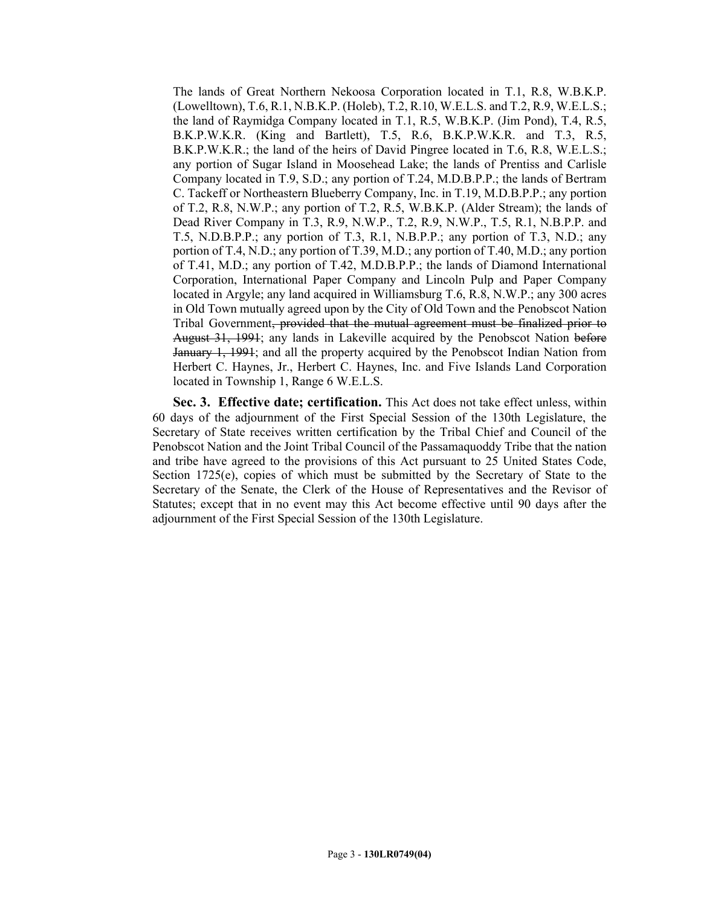The lands of Great Northern Nekoosa Corporation located in T.1, R.8, W.B.K.P. (Lowelltown), T.6, R.1, N.B.K.P. (Holeb), T.2, R.10, W.E.L.S. and T.2, R.9, W.E.L.S.; the land of Raymidga Company located in T.1, R.5, W.B.K.P. (Jim Pond), T.4, R.5, B.K.P.W.K.R. (King and Bartlett), T.5, R.6, B.K.P.W.K.R. and T.3, R.5, B.K.P.W.K.R.; the land of the heirs of David Pingree located in T.6, R.8, W.E.L.S.; any portion of Sugar Island in Moosehead Lake; the lands of Prentiss and Carlisle Company located in T.9, S.D.; any portion of T.24, M.D.B.P.P.; the lands of Bertram C. Tackeff or Northeastern Blueberry Company, Inc. in T.19, M.D.B.P.P.; any portion of T.2, R.8, N.W.P.; any portion of T.2, R.5, W.B.K.P. (Alder Stream); the lands of Dead River Company in T.3, R.9, N.W.P., T.2, R.9, N.W.P., T.5, R.1, N.B.P.P. and T.5, N.D.B.P.P.; any portion of T.3, R.1, N.B.P.P.; any portion of T.3, N.D.; any portion of T.4, N.D.; any portion of T.39, M.D.; any portion of T.40, M.D.; any portion of T.41, M.D.; any portion of T.42, M.D.B.P.P.; the lands of Diamond International Corporation, International Paper Company and Lincoln Pulp and Paper Company located in Argyle; any land acquired in Williamsburg T.6, R.8, N.W.P.; any 300 acres in Old Town mutually agreed upon by the City of Old Town and the Penobscot Nation Tribal Government~~, provided that the mutual agreement must be finalized prior to August 31, 1991~~; any lands in Lakeville acquired by the Penobscot Nation ~~before January 1, 1991~~; and all the property acquired by the Penobscot Indian Nation from Herbert C. Haynes, Jr., Herbert C. Haynes, Inc. and Five Islands Land Corporation located in Township 1, Range 6 W.E.L.S.

**Sec. 3. Effective date; certification.** This Act does not take effect unless, within 60 days of the adjournment of the First Special Session of the 130th Legislature, the Secretary of State receives written certification by the Tribal Chief and Council of the Penobscot Nation and the Joint Tribal Council of the Passamaquoddy Tribe that the nation and tribe have agreed to the provisions of this Act pursuant to 25 United States Code, Section 1725(e), copies of which must be submitted by the Secretary of State to the Secretary of the Senate, the Clerk of the House of Representatives and the Revisor of Statutes; except that in no event may this Act become effective until 90 days after the adjournment of the First Special Session of the 130th Legislature.